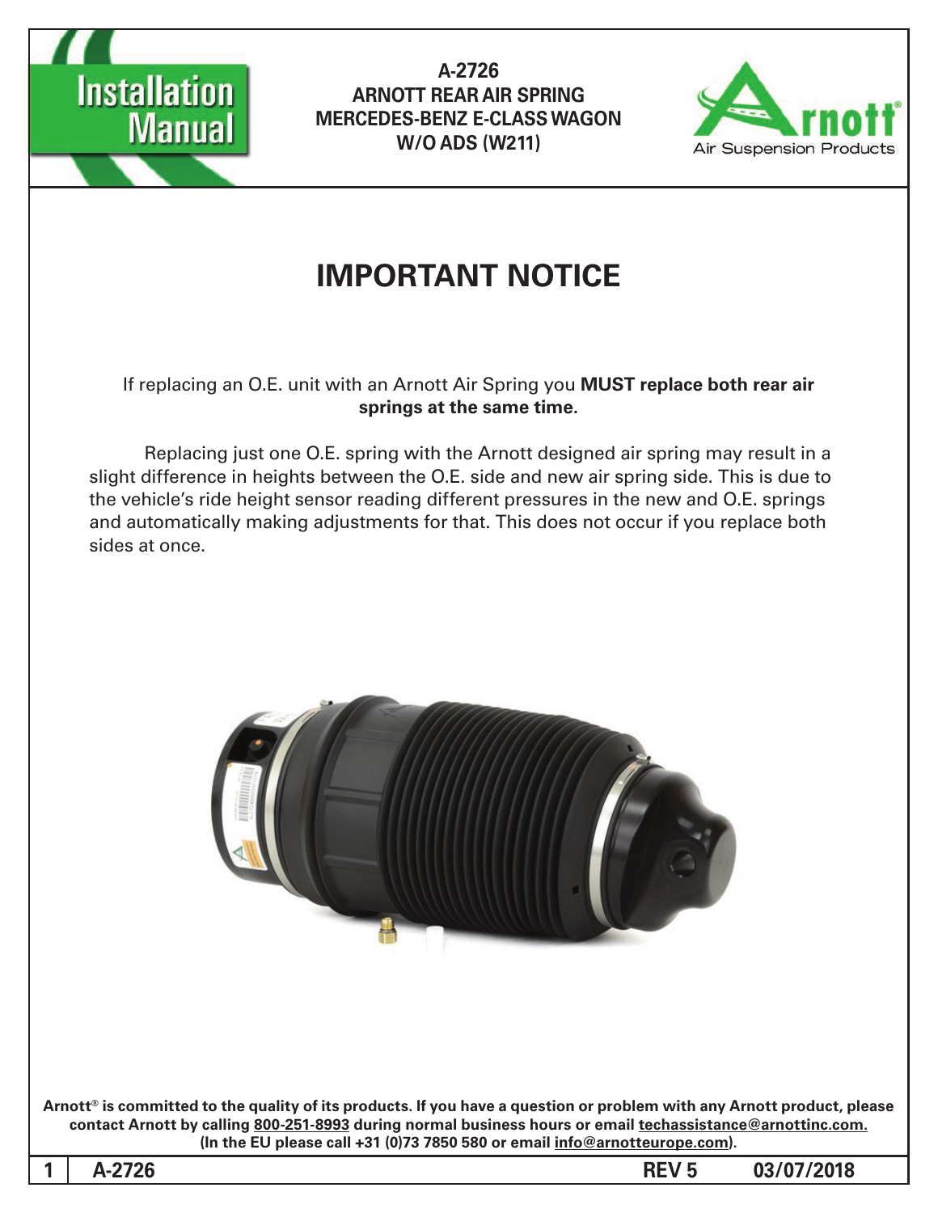# A-2726
## ARNOTT REAR AIR SPRING
## MERCEDES-BENZ E-CLASS WAGON
## W/O ADS (W211)

Installation Manual

Arnott® Air Suspension Products

# IMPORTANT NOTICE

If replacing an O.E. unit with an Arnott Air Spring you **MUST replace both rear air springs at the same time.**

Replacing just one O.E. spring with the Arnott designed air spring may result in a slight difference in heights between the O.E. side and new air spring side. This is due to the vehicle's ride height sensor reading different pressures in the new and O.E. springs and automatically making adjustments for that. This does not occur if you replace both sides at once.

**Arnott® is committed to the quality of its products. If you have a question or problem with any Arnott product, please contact Arnott by calling 800-251-8993 during normal business hours or email techassistance@arnottinc.com. (In the EU please call +31 (0)73 7850 580 or email info@arnotteurope.com).**

A-2726 REV 5 03/07/2018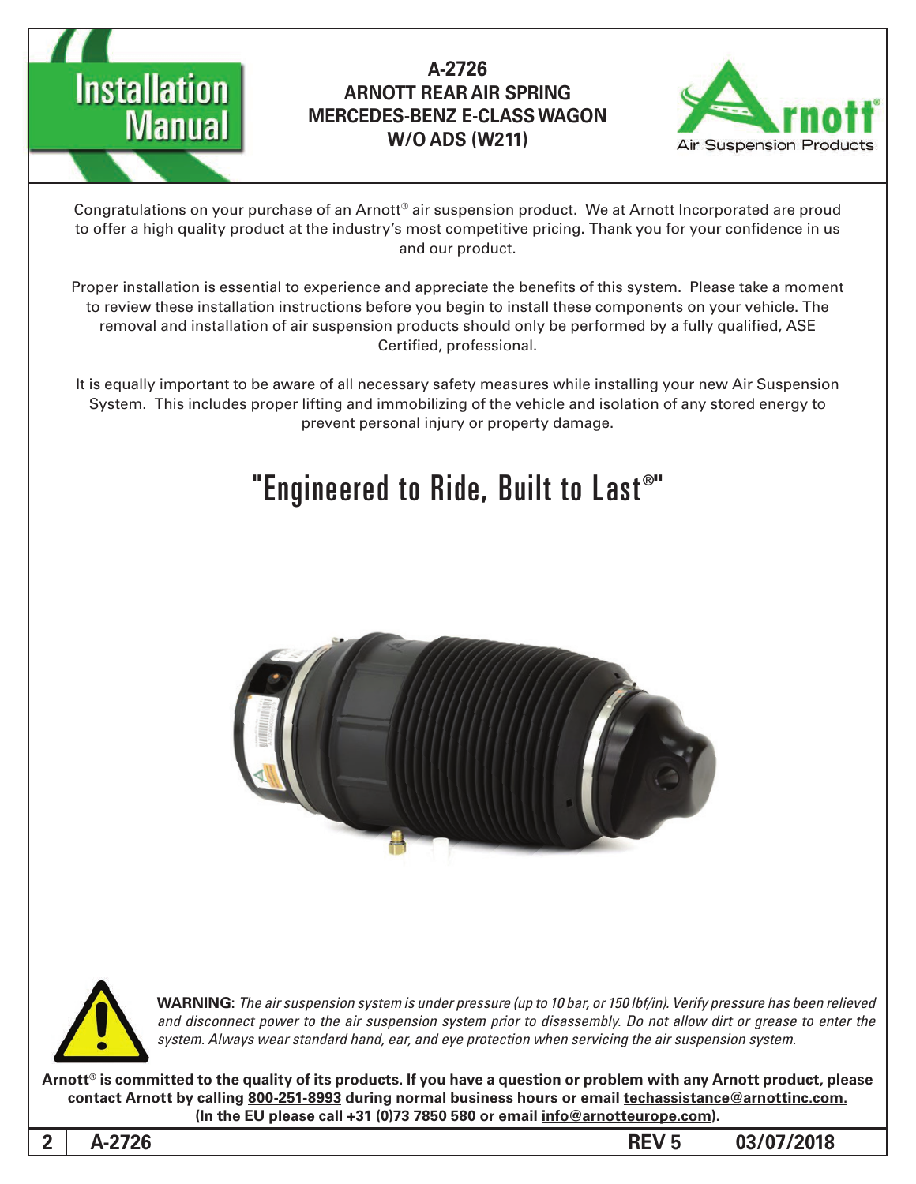# Installation Manual

## A-2726
## ARNOTT REAR AIR SPRING
## MERCEDES-BENZ E-CLASS WAGON
## W/O ADS (W211)

Congratulations on your purchase of an Arnott® air suspension product. We at Arnott Incorporated are proud to offer a high quality product at the industry's most competitive pricing. Thank you for your confidence in us and our product.

Proper installation is essential to experience and appreciate the benefits of this system. Please take a moment to review these installation instructions before you begin to install these components on your vehicle. The removal and installation of air suspension products should only be performed by a fully qualified, ASE Certified, professional.

It is equally important to be aware of all necessary safety measures while installing your new Air Suspension System. This includes proper lifting and immobilizing of the vehicle and isolation of any stored energy to prevent personal injury or property damage.

## "Engineered to Ride, Built to Last®"

**WARNING:** *The air suspension system is under pressure (up to 10 bar, or 150 lbf/in). Verify pressure has been relieved and disconnect power to the air suspension system prior to disassembly. Do not allow dirt or grease to enter the system. Always wear standard hand, ear, and eye protection when servicing the air suspension system.*

**Arnott® is committed to the quality of its products. If you have a question or problem with any Arnott product, please contact Arnott by calling 800-251-8993 during normal business hours or email techassistance@arnottinc.com. (In the EU please call +31 (0)73 7850 580 or email info@arnotteurope.com).**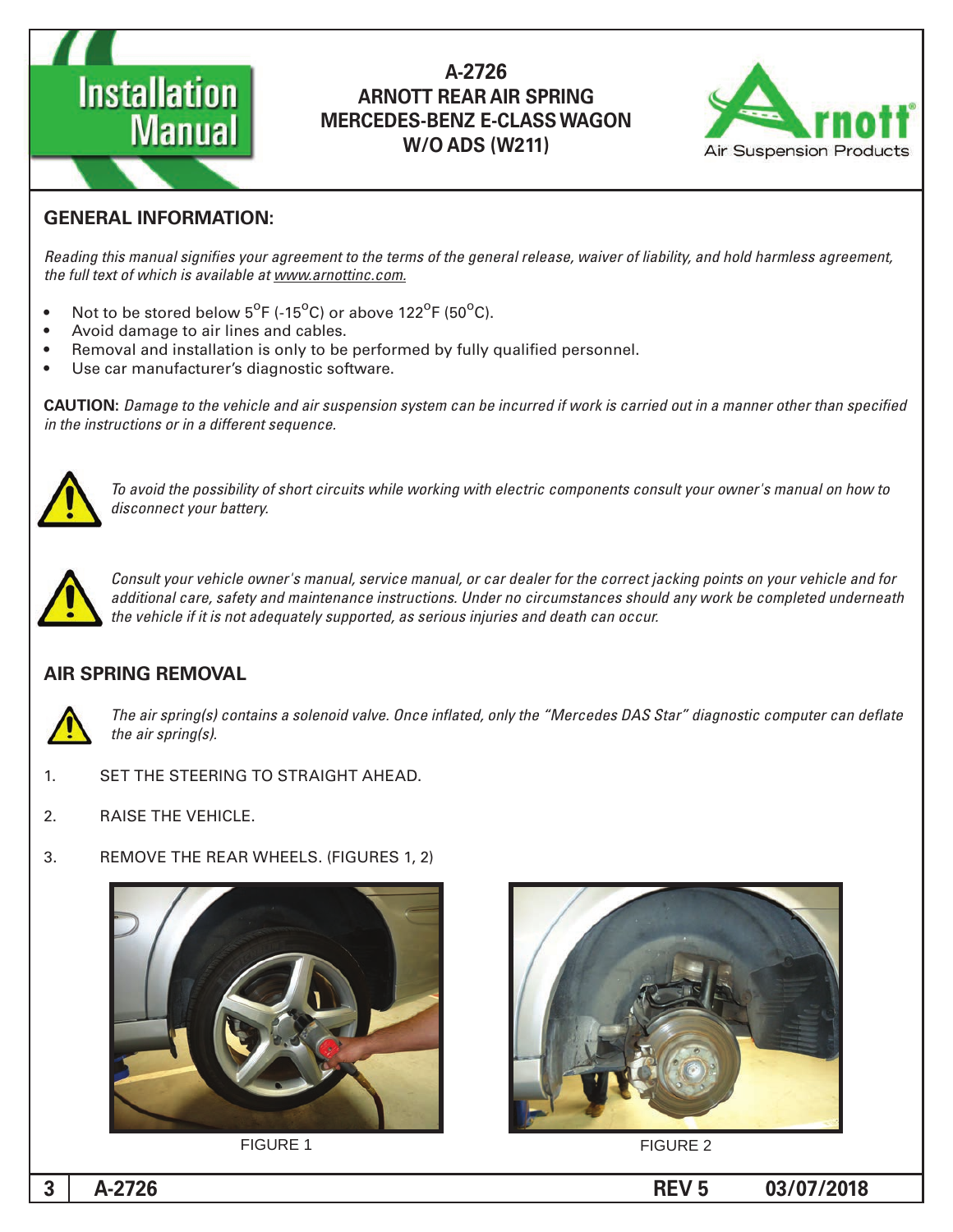# A-2726
## ARNOTT REAR AIR SPRING MERCEDES-BENZ E-CLASS WAGON W/O ADS (W211)

## GENERAL INFORMATION:

*Reading this manual signifies your agreement to the terms of the general release, waiver of liability, and hold harmless agreement, the full text of which is available at www.arnottinc.com.*

- Not to be stored below 5°F (-15°C) or above 122°F (50°C).
- Avoid damage to air lines and cables.
- Removal and installation is only to be performed by fully qualified personnel.
- Use car manufacturer's diagnostic software.

**CAUTION:** *Damage to the vehicle and air suspension system can be incurred if work is carried out in a manner other than specified in the instructions or in a different sequence.*

*To avoid the possibility of short circuits while working with electric components consult your owner's manual on how to disconnect your battery.*

*Consult your vehicle owner's manual, service manual, or car dealer for the correct jacking points on your vehicle and for additional care, safety and maintenance instructions. Under no circumstances should any work be completed underneath the vehicle if it is not adequately supported, as serious injuries and death can occur.*

## AIR SPRING REMOVAL

*The air spring(s) contains a solenoid valve. Once inflated, only the "Mercedes DAS Star" diagnostic computer can deflate the air spring(s).*

1. SET THE STEERING TO STRAIGHT AHEAD.
2. RAISE THE VEHICLE.
3. REMOVE THE REAR WHEELS. (FIGURES 1, 2)

FIGURE 1

FIGURE 2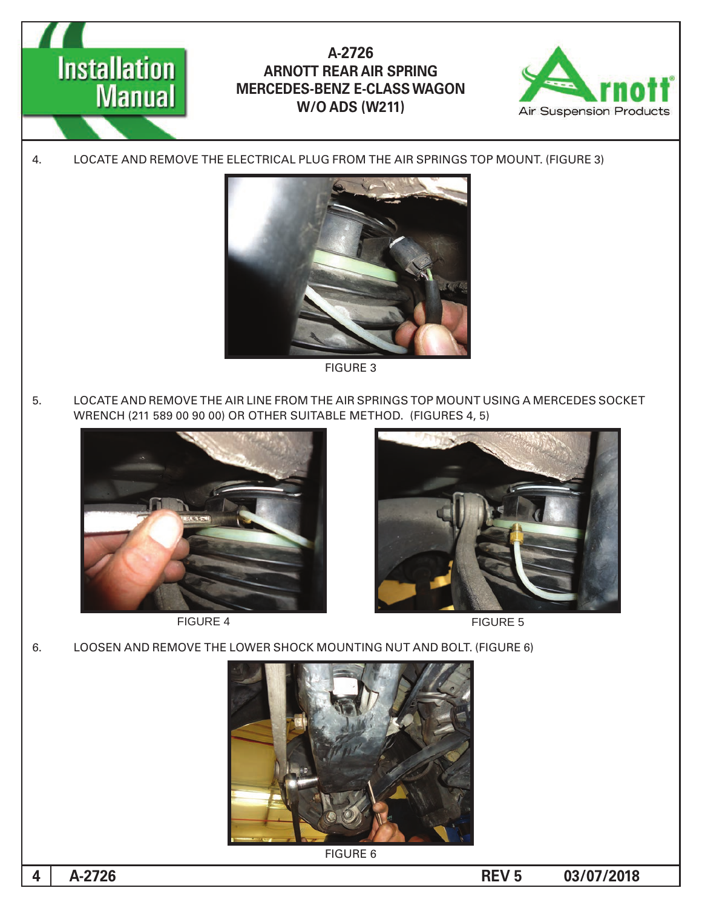4. LOCATE AND REMOVE THE ELECTRICAL PLUG FROM THE AIR SPRINGS TOP MOUNT. (FIGURE 3)

FIGURE 3

5. LOCATE AND REMOVE THE AIR LINE FROM THE AIR SPRINGS TOP MOUNT USING A MERCEDES SOCKET WRENCH (211 589 00 90 00) OR OTHER SUITABLE METHOD. (FIGURES 4, 5)

FIGURE 4

FIGURE 5

6. LOOSEN AND REMOVE THE LOWER SHOCK MOUNTING NUT AND BOLT. (FIGURE 6)

FIGURE 6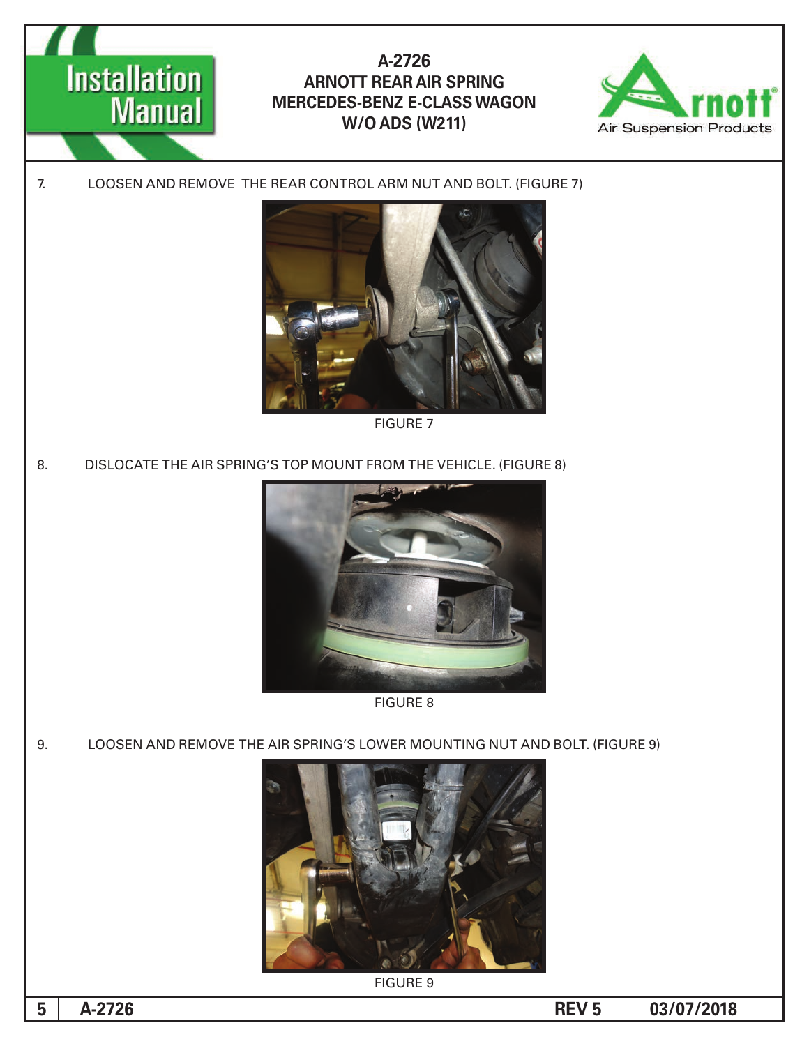7. LOOSEN AND REMOVE THE REAR CONTROL ARM NUT AND BOLT. (FIGURE 7)

FIGURE 7

8. DISLOCATE THE AIR SPRING'S TOP MOUNT FROM THE VEHICLE. (FIGURE 8)

FIGURE 8

9. LOOSEN AND REMOVE THE AIR SPRING'S LOWER MOUNTING NUT AND BOLT. (FIGURE 9)

FIGURE 9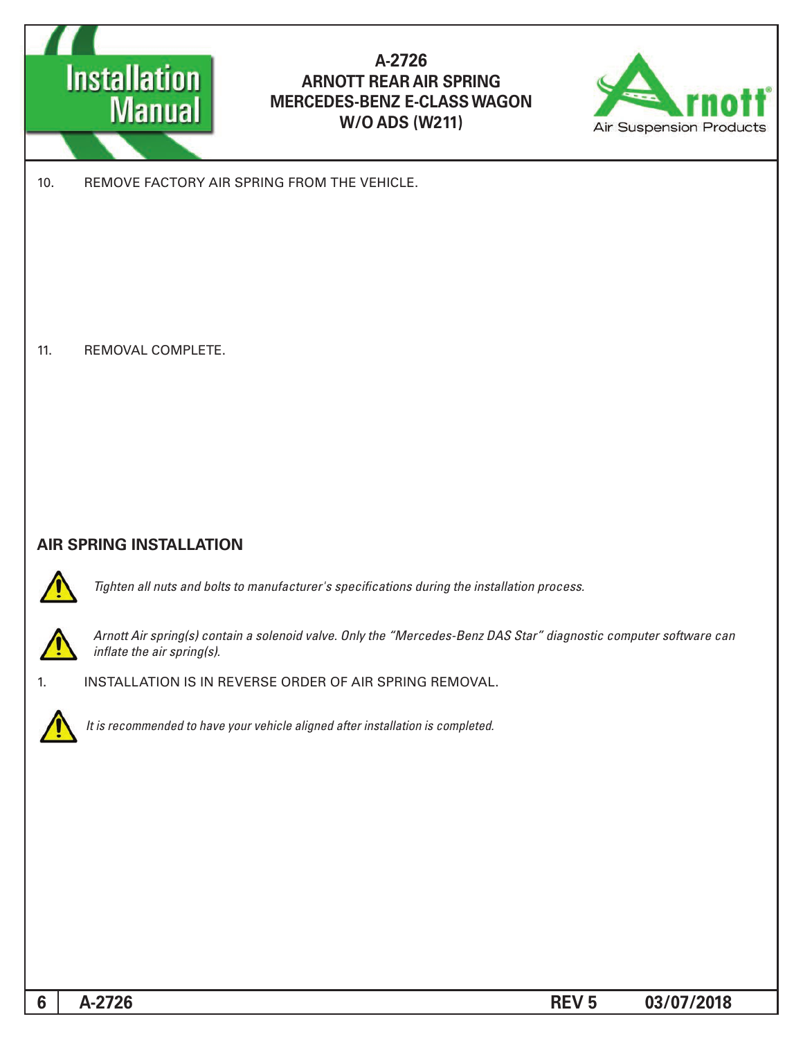10. REMOVE FACTORY AIR SPRING FROM THE VEHICLE.

11. REMOVAL COMPLETE.

## AIR SPRING INSTALLATION

*Tighten all nuts and bolts to manufacturer's specifications during the installation process.*

*Arnott Air spring(s) contain a solenoid valve. Only the "Mercedes-Benz DAS Star" diagnostic computer software can inflate the air spring(s).*

1. INSTALLATION IS IN REVERSE ORDER OF AIR SPRING REMOVAL.

*It is recommended to have your vehicle aligned after installation is completed.*